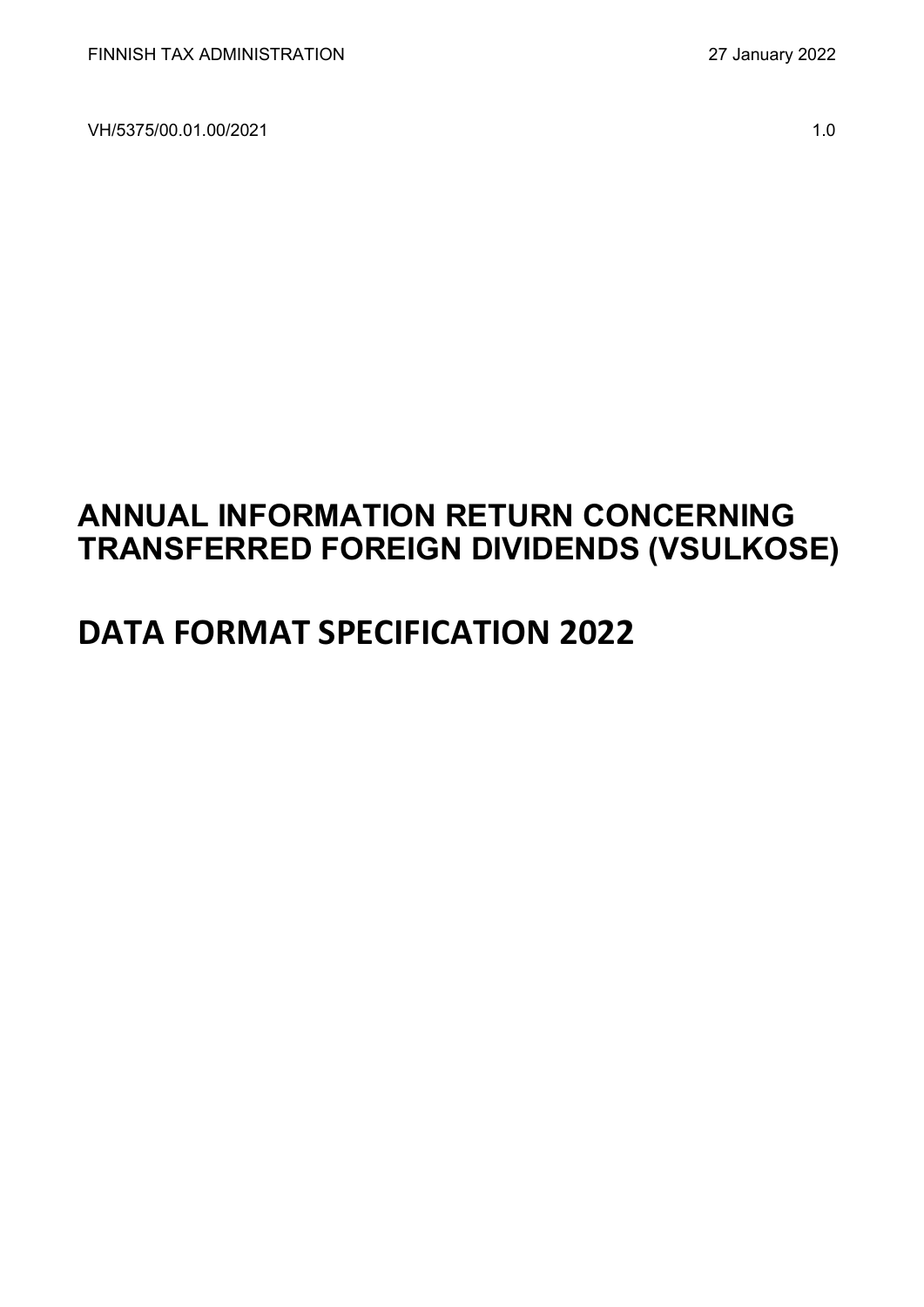FINNISH TAX ADMINISTRATION 27 January 2022

VH/5375/00.01.00/2021 1.0

# ANNUAL INFORMATION RETURN CONCERNING TRANSFERRED FOREIGN DIVIDENDS (VSULKOSE)

# DATA FORMAT SPECIFICATION 2022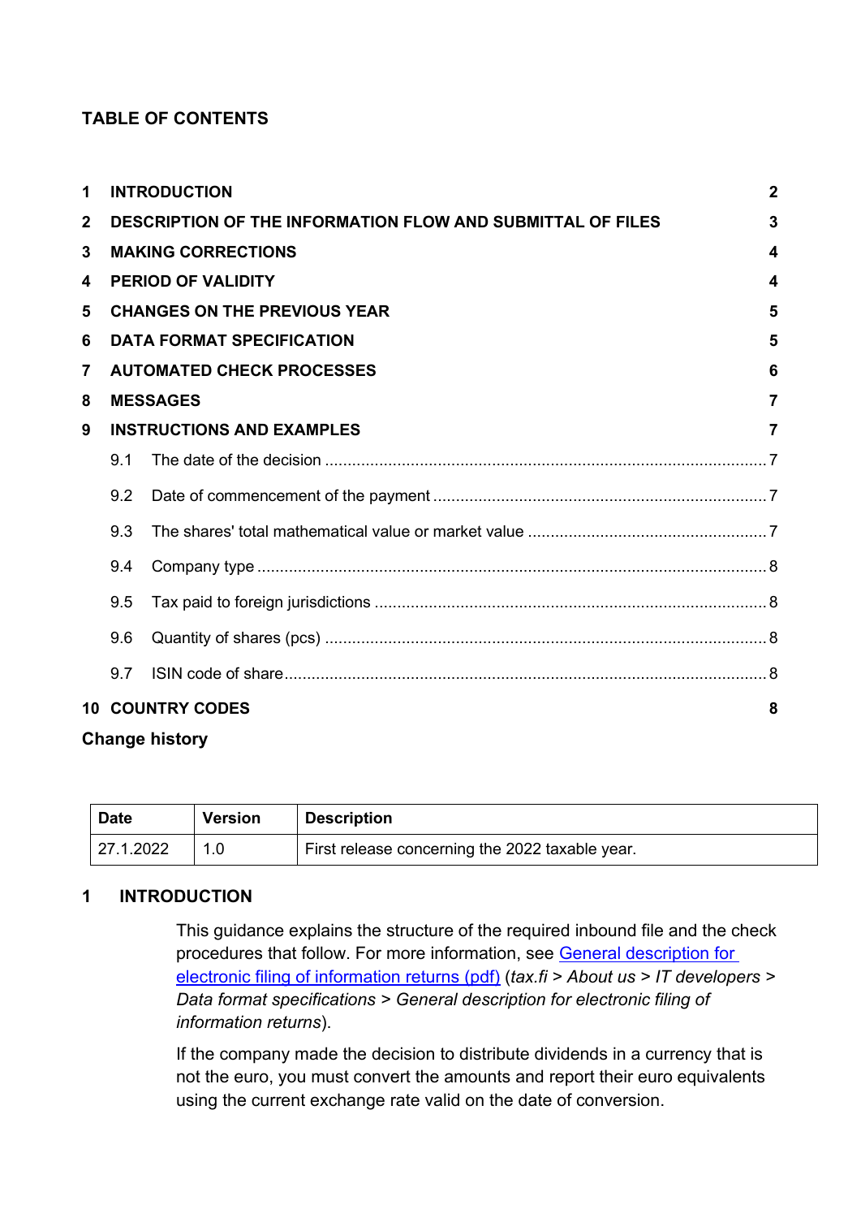**TABLE OF CONTENTS**

1 INTRODUCTION 2
2 DESCRIPTION OF THE INFORMATION FLOW AND SUBMITTAL OF FILES 3
3 MAKING CORRECTIONS 4
4 PERIOD OF VALIDITY 4
5 CHANGES ON THE PREVIOUS YEAR 5
6 DATA FORMAT SPECIFICATION 5
7 AUTOMATED CHECK PROCESSES 6
8 MESSAGES 7
9 INSTRUCTIONS AND EXAMPLES 7
- 9.1 The date of the decision 7
- 9.2 Date of commencement of the payment 7
- 9.3 The shares' total mathematical value or market value 7
- 9.4 Company type 8
- 9.5 Tax paid to foreign jurisdictions 8
- 9.6 Quantity of shares (pcs) 8
- 9.7 ISIN code of share 8

10 COUNTRY CODES 8

**Change history**

| Date | Version | Description |
| --- | --- | --- |
| 27.1.2022 | 1.0 | First release concerning the 2022 taxable year. |

## 1 INTRODUCTION

This guidance explains the structure of the required inbound file and the check procedures that follow. For more information, see [General description for electronic filing of information returns (pdf)](General description for electronic filing of information returns (pdf)) (*tax.fi > About us > IT developers > Data format specifications > General description for electronic filing of information returns*).

If the company made the decision to distribute dividends in a currency that is not the euro, you must convert the amounts and report their euro equivalents using the current exchange rate valid on the date of conversion.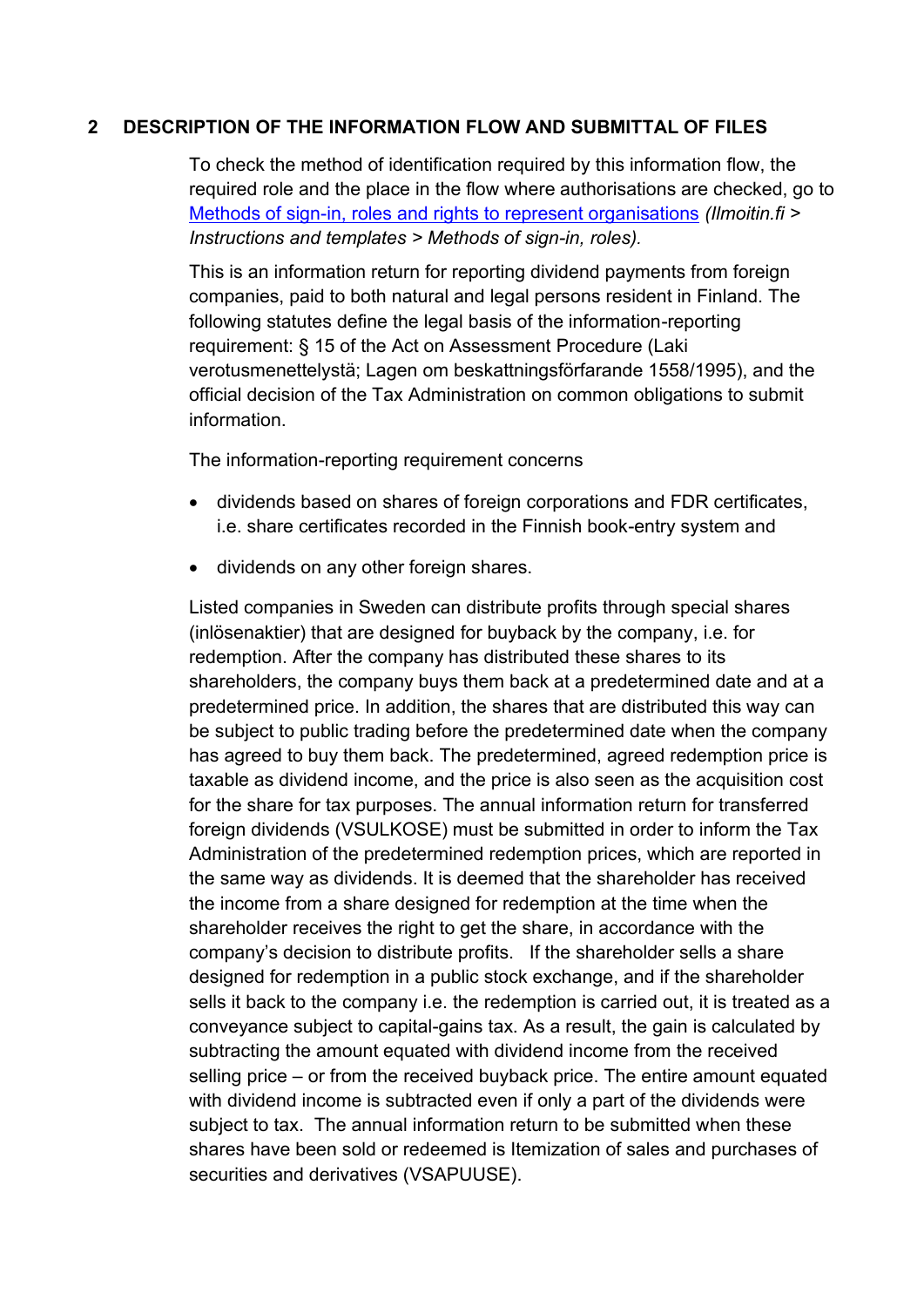## 2 DESCRIPTION OF THE INFORMATION FLOW AND SUBMITTAL OF FILES

To check the method of identification required by this information flow, the required role and the place in the flow where authorisations are checked, go to [Methods of sign-in, roles and rights to represent organisations](#) *(Ilmoitin.fi > Instructions and templates > Methods of sign-in, roles).*

This is an information return for reporting dividend payments from foreign companies, paid to both natural and legal persons resident in Finland. The following statutes define the legal basis of the information-reporting requirement: § 15 of the Act on Assessment Procedure (Laki verotusmenettelystä; Lagen om beskattningsförfarande 1558/1995), and the official decision of the Tax Administration on common obligations to submit information.

The information-reporting requirement concerns

- dividends based on shares of foreign corporations and FDR certificates, i.e. share certificates recorded in the Finnish book-entry system and
- dividends on any other foreign shares.

Listed companies in Sweden can distribute profits through special shares (inlösenaktier) that are designed for buyback by the company, i.e. for redemption. After the company has distributed these shares to its shareholders, the company buys them back at a predetermined date and at a predetermined price. In addition, the shares that are distributed this way can be subject to public trading before the predetermined date when the company has agreed to buy them back. The predetermined, agreed redemption price is taxable as dividend income, and the price is also seen as the acquisition cost for the share for tax purposes. The annual information return for transferred foreign dividends (VSULKOSE) must be submitted in order to inform the Tax Administration of the predetermined redemption prices, which are reported in the same way as dividends. It is deemed that the shareholder has received the income from a share designed for redemption at the time when the shareholder receives the right to get the share, in accordance with the company's decision to distribute profits. If the shareholder sells a share designed for redemption in a public stock exchange, and if the shareholder sells it back to the company i.e. the redemption is carried out, it is treated as a conveyance subject to capital-gains tax. As a result, the gain is calculated by subtracting the amount equated with dividend income from the received selling price – or from the received buyback price. The entire amount equated with dividend income is subtracted even if only a part of the dividends were subject to tax. The annual information return to be submitted when these shares have been sold or redeemed is Itemization of sales and purchases of securities and derivatives (VSAPUUSE).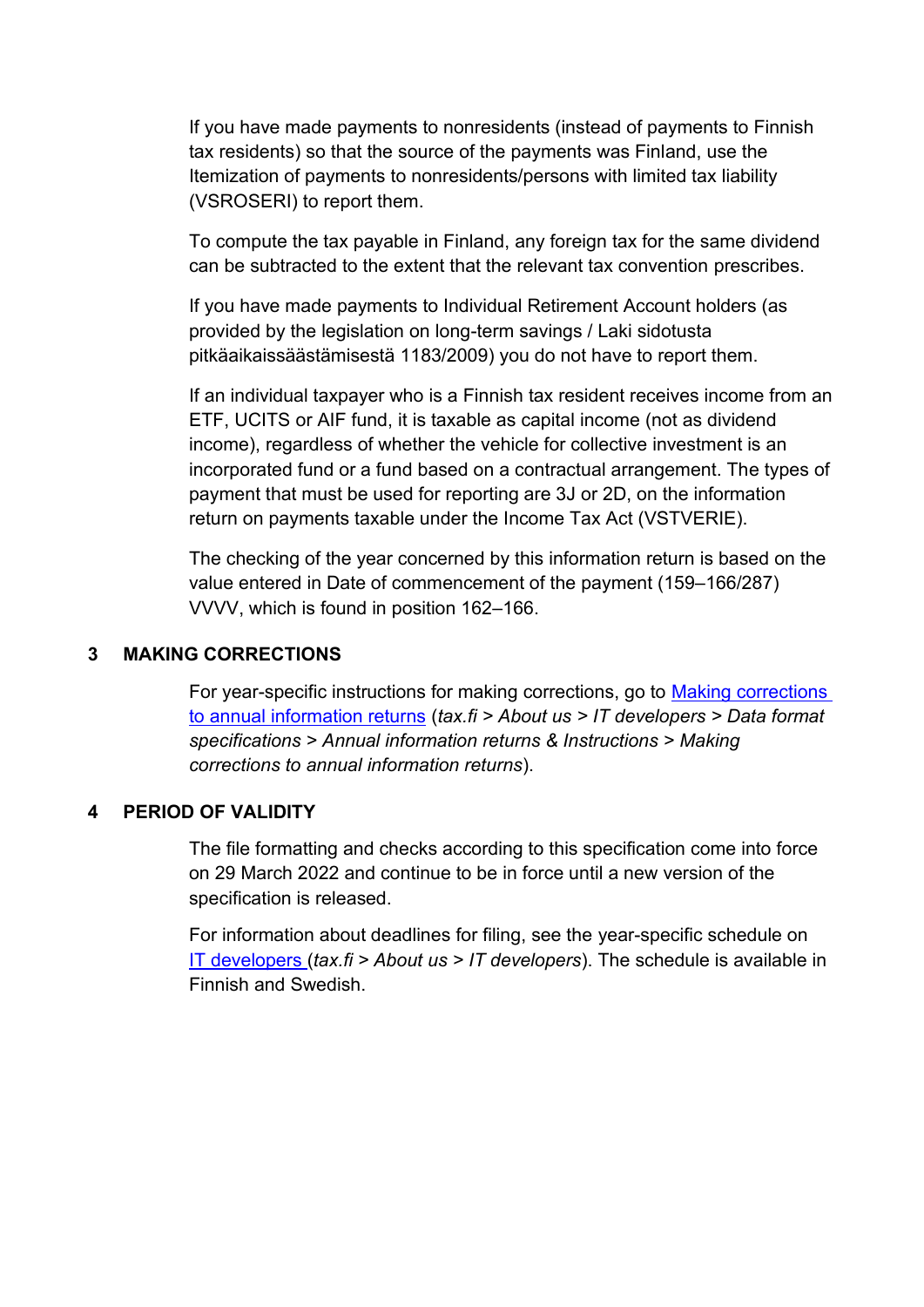If you have made payments to nonresidents (instead of payments to Finnish tax residents) so that the source of the payments was Finland, use the Itemization of payments to nonresidents/persons with limited tax liability (VSROSERI) to report them.

To compute the tax payable in Finland, any foreign tax for the same dividend can be subtracted to the extent that the relevant tax convention prescribes.

If you have made payments to Individual Retirement Account holders (as provided by the legislation on long-term savings / Laki sidotusta pitkäaikaissäästämisestä 1183/2009) you do not have to report them.

If an individual taxpayer who is a Finnish tax resident receives income from an ETF, UCITS or AIF fund, it is taxable as capital income (not as dividend income), regardless of whether the vehicle for collective investment is an incorporated fund or a fund based on a contractual arrangement. The types of payment that must be used for reporting are 3J or 2D, on the information return on payments taxable under the Income Tax Act (VSTVERIE).

The checking of the year concerned by this information return is based on the value entered in Date of commencement of the payment (159–166/287) VVVV, which is found in position 162–166.

## 3 MAKING CORRECTIONS

For year-specific instructions for making corrections, go to [Making corrections to annual information returns](Making corrections to annual information returns) (*tax.fi > About us > IT developers > Data format specifications > Annual information returns & Instructions > Making corrections to annual information returns*).

## 4 PERIOD OF VALIDITY

The file formatting and checks according to this specification come into force on 29 March 2022 and continue to be in force until a new version of the specification is released.

For information about deadlines for filing, see the year-specific schedule on [IT developers](IT developers) (*tax.fi > About us > IT developers*). The schedule is available in Finnish and Swedish.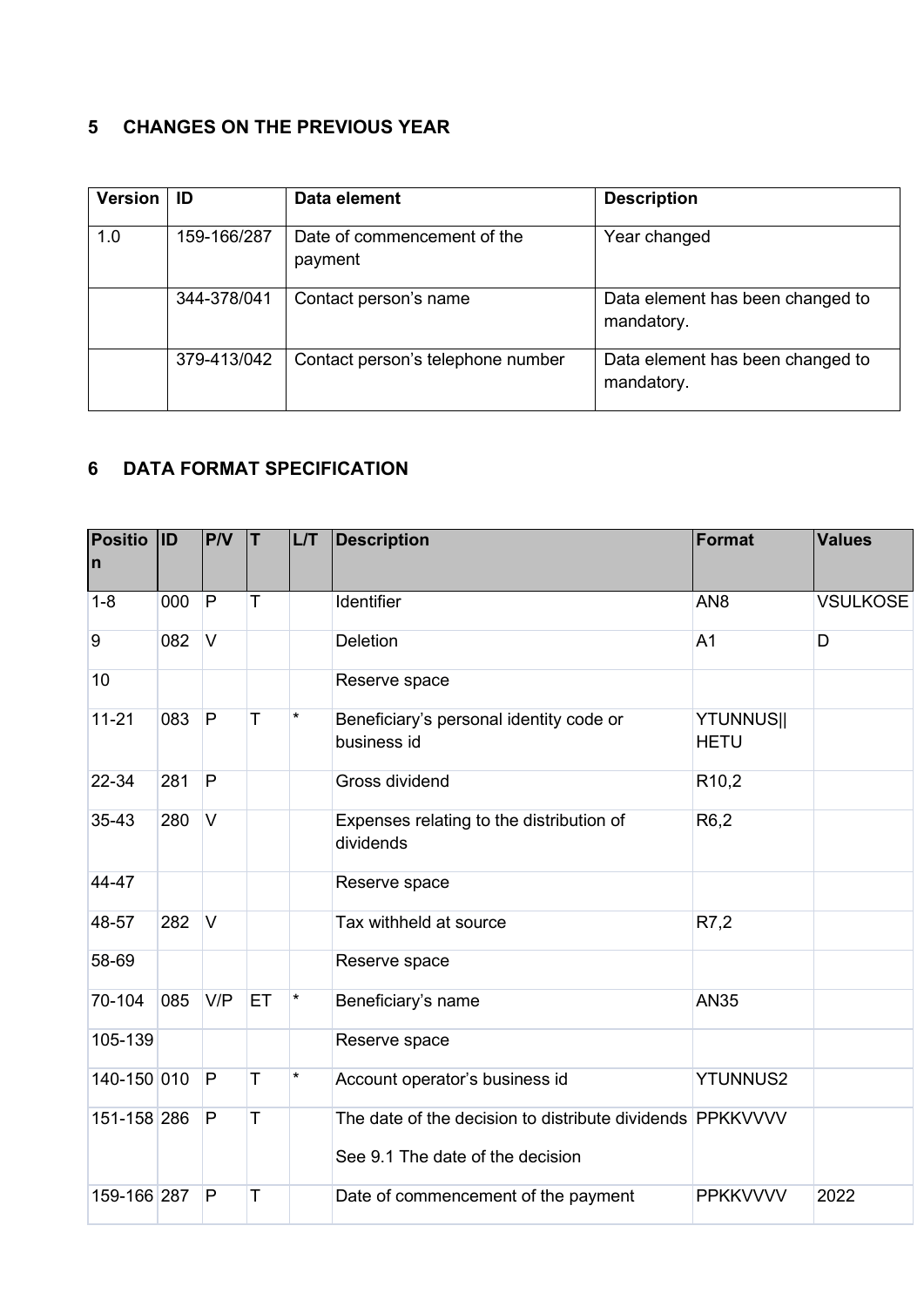## 5 CHANGES ON THE PREVIOUS YEAR

| Version | ID | Data element | Description |
|---|---|---|---|
| 1.0 | 159-166/287 | Date of commencement of the payment | Year changed |
| | 344-378/041 | Contact person's name | Data element has been changed to mandatory. |
| | 379-413/042 | Contact person's telephone number | Data element has been changed to mandatory. |

## 6 DATA FORMAT SPECIFICATION

| Position | ID | P/V | T | L/T | Description | Format | Values |
|---|---|---|---|---|---|---|---|
| 1-8 | 000 | P | T | | Identifier | AN8 | VSULKOSE |
| 9 | 082 | V | | | Deletion | A1 | D |
| 10 | | | | | Reserve space | | |
| 11-21 | 083 | P | T | * | Beneficiary's personal identity code or business id | YTUNNUS\|\| HETU | |
| 22-34 | 281 | P | | | Gross dividend | R10,2 | |
| 35-43 | 280 | V | | | Expenses relating to the distribution of dividends | R6,2 | |
| 44-47 | | | | | Reserve space | | |
| 48-57 | 282 | V | | | Tax withheld at source | R7,2 | |
| 58-69 | | | | | Reserve space | | |
| 70-104 | 085 | V/P | ET | * | Beneficiary's name | AN35 | |
| 105-139 | | | | | Reserve space | | |
| 140-150 | 010 | P | T | * | Account operator's business id | YTUNNUS2 | |
| 151-158 | 286 | P | T | | The date of the decision to distribute dividends<br><br>See 9.1 The date of the decision | PPKKVVVV | |
| 159-166 | 287 | P | T | | Date of commencement of the payment | PPKKVVVV | 2022 |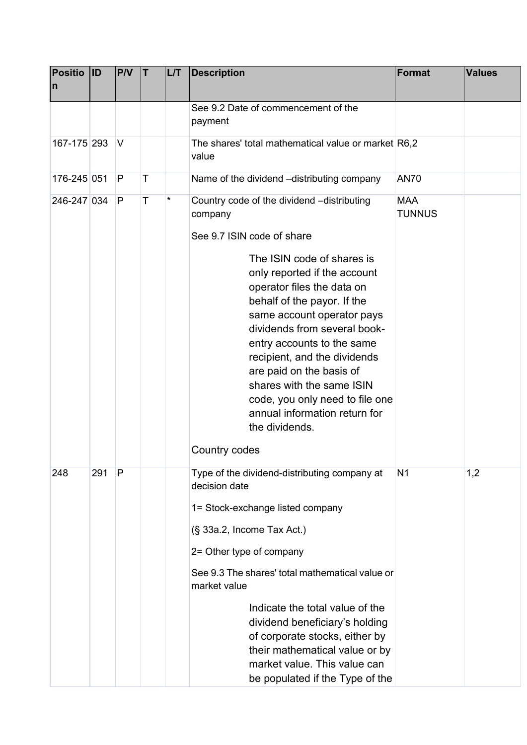| Position | ID | P/V | T | L/T | Description | Format | Values |
|---|---|---|---|---|---|---|---|
| | | | | | See 9.2 Date of commencement of the payment | | |
| 167-175 | 293 | V | | | The shares' total mathematical value or market value | R6,2 | |
| 176-245 | 051 | P | T | | Name of the dividend –distributing company | AN70 | |
| 246-247 | 034 | P | T | * | Country code of the dividend –distributing company<br><br>See 9.7 ISIN code of share<br><br>The ISIN code of shares is only reported if the account operator files the data on behalf of the payor. If the same account operator pays dividends from several book-entry accounts to the same recipient, and the dividends are paid on the basis of shares with the same ISIN code, you only need to file one annual information return for the dividends.<br><br>Country codes | MAA TUNNUS | |
| 248 | 291 | P | | | Type of the dividend-distributing company at decision date<br><br>1= Stock-exchange listed company<br><br>(§ 33a.2, Income Tax Act.)<br><br>2= Other type of company<br><br>See 9.3 The shares' total mathematical value or market value<br><br>Indicate the total value of the dividend beneficiary's holding of corporate stocks, either by their mathematical value or by market value. This value can be populated if the Type of the | N1 | 1,2 |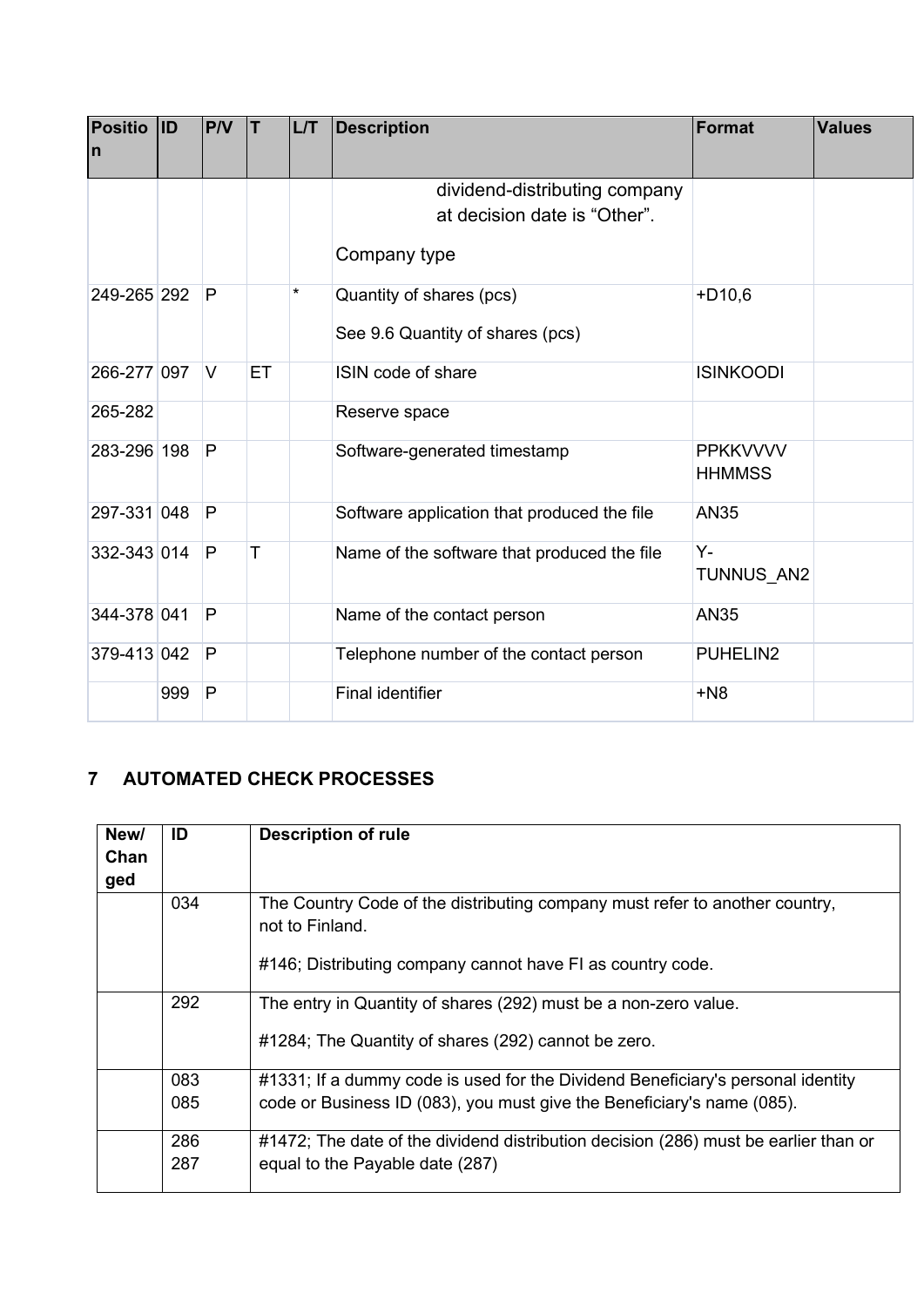| Position | ID | P/V | T | L/T | Description | Format | Values |
|---|---|---|---|---|---|---|---|
| | | | | | dividend-distributing company at decision date is “Other”.<br><br>Company type | | |
| 249-265 | 292 | P | | * | Quantity of shares (pcs)<br><br>See 9.6 Quantity of shares (pcs) | +D10,6 | |
| 266-277 | 097 | V | ET | | ISIN code of share | ISINKOODI | |
| 265-282 | | | | | Reserve space | | |
| 283-296 | 198 | P | | | Software-generated timestamp | PPKKVVVV HHMMSS | |
| 297-331 | 048 | P | | | Software application that produced the file | AN35 | |
| 332-343 | 014 | P | T | | Name of the software that produced the file | Y-TUNNUS_AN2 | |
| 344-378 | 041 | P | | | Name of the contact person | AN35 | |
| 379-413 | 042 | P | | | Telephone number of the contact person | PUHELIN2 | |
| | 999 | P | | | Final identifier | +N8 | |

## 7 AUTOMATED CHECK PROCESSES

| New/ Changed | ID | Description of rule |
|---|---|---|
| | 034 | The Country Code of the distributing company must refer to another country, not to Finland.<br><br>#146; Distributing company cannot have FI as country code. |
| | 292 | The entry in Quantity of shares (292) must be a non-zero value.<br><br>#1284; The Quantity of shares (292) cannot be zero. |
| | 083<br>085 | #1331; If a dummy code is used for the Dividend Beneficiary's personal identity code or Business ID (083), you must give the Beneficiary's name (085). |
| | 286<br>287 | #1472; The date of the dividend distribution decision (286) must be earlier than or equal to the Payable date (287) |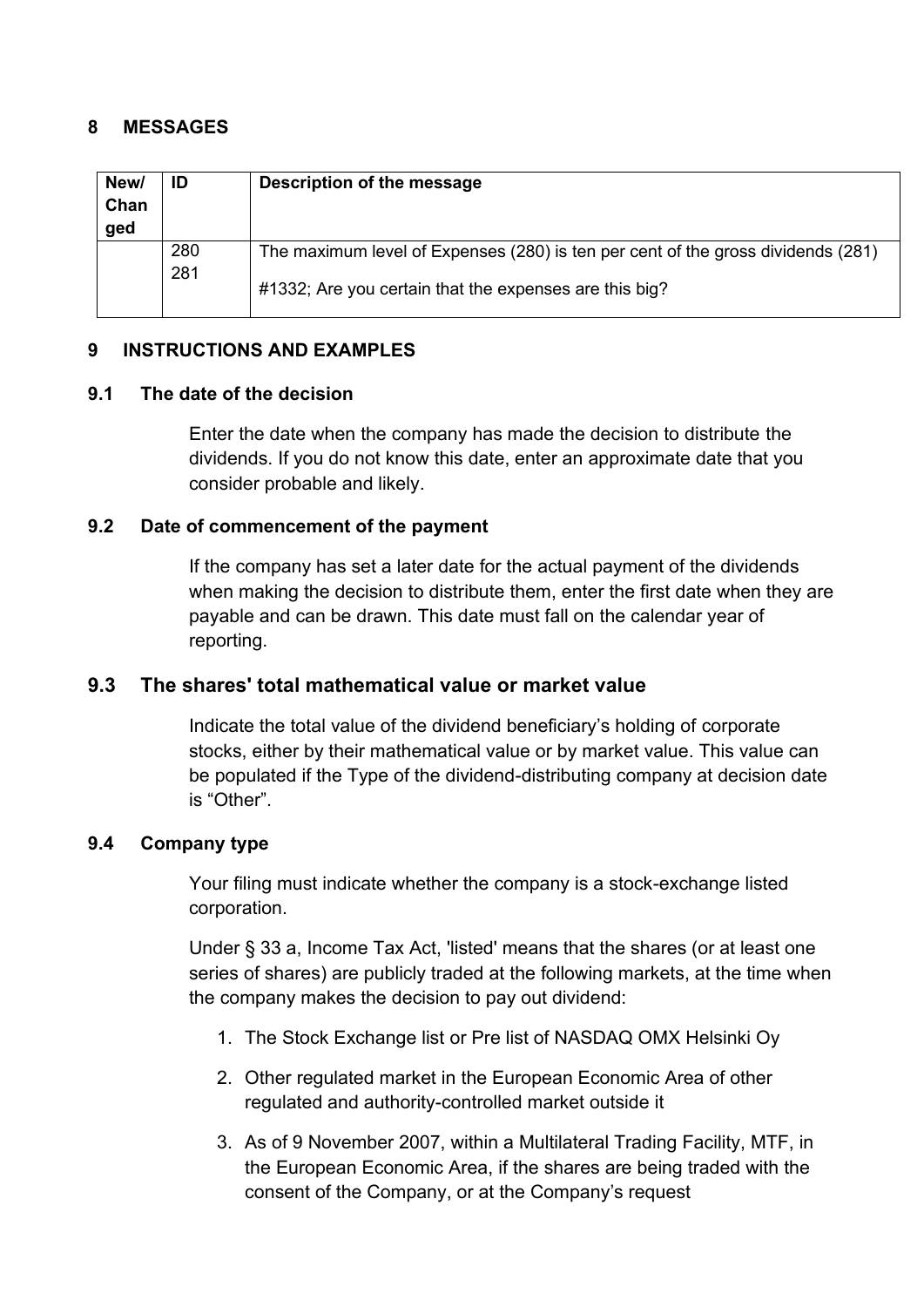## 8 MESSAGES

| New/ Changed | ID | Description of the message |
|---|---|---|
| | 280<br>281 | The maximum level of Expenses (280) is ten per cent of the gross dividends (281)<br><br>#1332; Are you certain that the expenses are this big? |

## 9 INSTRUCTIONS AND EXAMPLES

### 9.1 The date of the decision

Enter the date when the company has made the decision to distribute the dividends. If you do not know this date, enter an approximate date that you consider probable and likely.

### 9.2 Date of commencement of the payment

If the company has set a later date for the actual payment of the dividends when making the decision to distribute them, enter the first date when they are payable and can be drawn. This date must fall on the calendar year of reporting.

### 9.3 The shares' total mathematical value or market value

Indicate the total value of the dividend beneficiary's holding of corporate stocks, either by their mathematical value or by market value. This value can be populated if the Type of the dividend-distributing company at decision date is "Other".

### 9.4 Company type

Your filing must indicate whether the company is a stock-exchange listed corporation.

Under § 33 a, Income Tax Act, 'listed' means that the shares (or at least one series of shares) are publicly traded at the following markets, at the time when the company makes the decision to pay out dividend:

1. The Stock Exchange list or Pre list of NASDAQ OMX Helsinki Oy
2. Other regulated market in the European Economic Area of other regulated and authority-controlled market outside it
3. As of 9 November 2007, within a Multilateral Trading Facility, MTF, in the European Economic Area, if the shares are being traded with the consent of the Company, or at the Company's request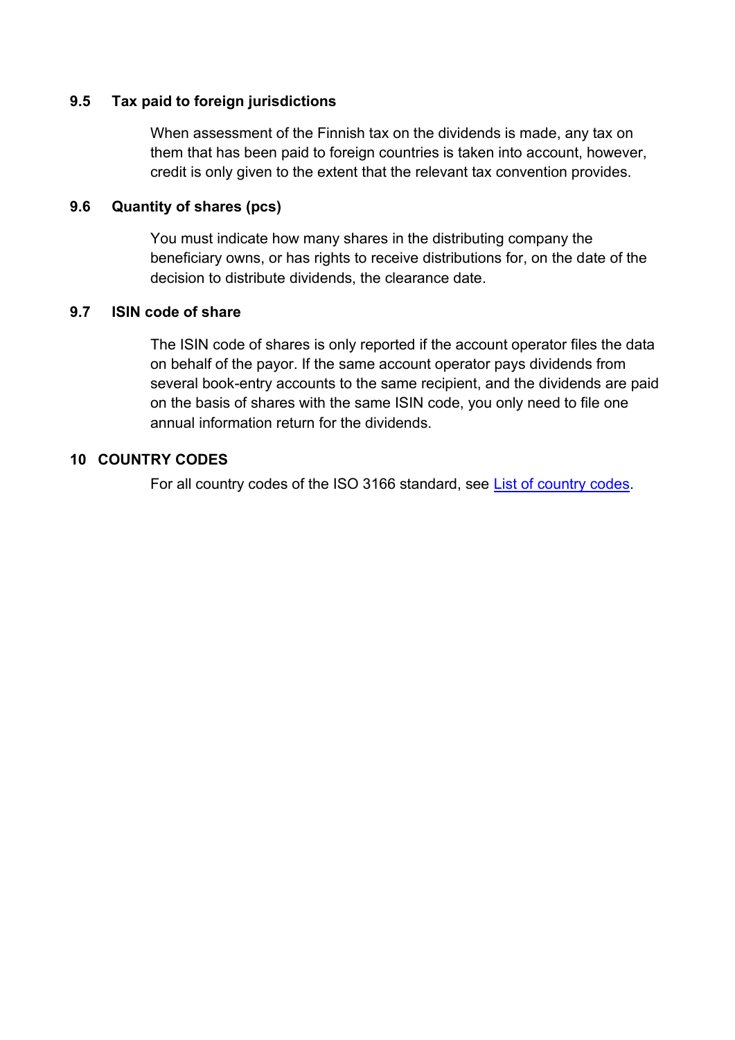### 9.5 Tax paid to foreign jurisdictions

When assessment of the Finnish tax on the dividends is made, any tax on them that has been paid to foreign countries is taken into account, however, credit is only given to the extent that the relevant tax convention provides.

### 9.6 Quantity of shares (pcs)

You must indicate how many shares in the distributing company the beneficiary owns, or has rights to receive distributions for, on the date of the decision to distribute dividends, the clearance date.

### 9.7 ISIN code of share

The ISIN code of shares is only reported if the account operator files the data on behalf of the payor. If the same account operator pays dividends from several book-entry accounts to the same recipient, and the dividends are paid on the basis of shares with the same ISIN code, you only need to file one annual information return for the dividends.

## 10 COUNTRY CODES

For all country codes of the ISO 3166 standard, see List of country codes.